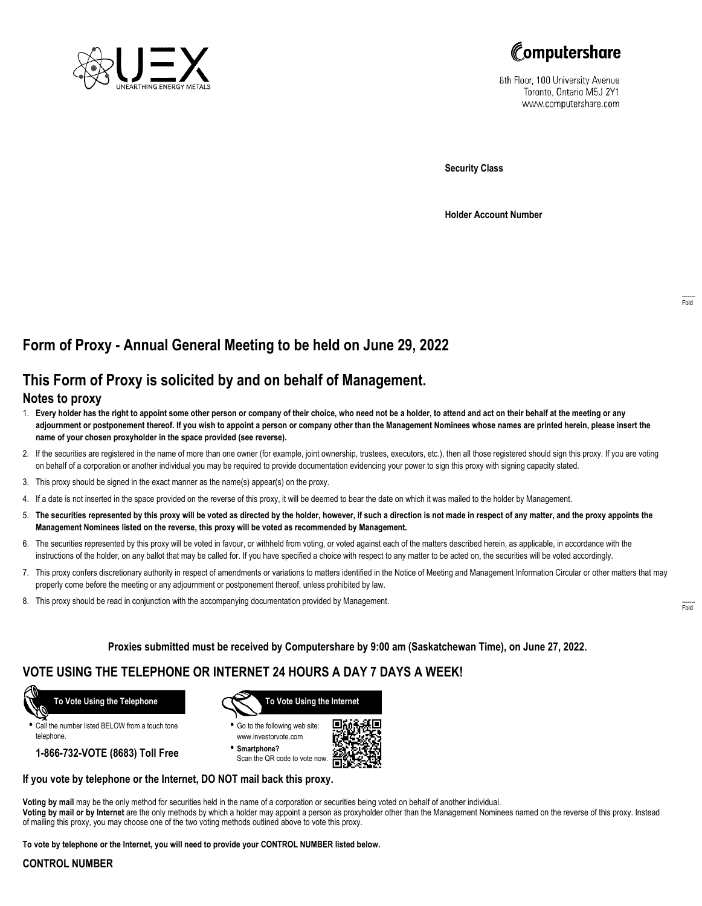UEX
UNEARTHING ENERGY METALS

Computershare
8th Floor, 100 University Avenue
Toronto, Ontario M5J 2Y1
www.computershare.com

**Security Class**

**Holder Account Number**

Fold

# Form of Proxy - Annual General Meeting to be held on June 29, 2022

## This Form of Proxy is solicited by and on behalf of Management.

### Notes to proxy

1. **Every holder has the right to appoint some other person or company of their choice, who need not be a holder, to attend and act on their behalf at the meeting or any adjournment or postponement thereof. If you wish to appoint a person or company other than the Management Nominees whose names are printed herein, please insert the name of your chosen proxyholder in the space provided (see reverse).**
2. If the securities are registered in the name of more than one owner (for example, joint ownership, trustees, executors, etc.), then all those registered should sign this proxy. If you are voting on behalf of a corporation or another individual you may be required to provide documentation evidencing your power to sign this proxy with signing capacity stated.
3. This proxy should be signed in the exact manner as the name(s) appear(s) on the proxy.
4. If a date is not inserted in the space provided on the reverse of this proxy, it will be deemed to bear the date on which it was mailed to the holder by Management.
5. **The securities represented by this proxy will be voted as directed by the holder, however, if such a direction is not made in respect of any matter, and the proxy appoints the Management Nominees listed on the reverse, this proxy will be voted as recommended by Management.**
6. The securities represented by this proxy will be voted in favour, or withheld from voting, or voted against each of the matters described herein, as applicable, in accordance with the instructions of the holder, on any ballot that may be called for. If you have specified a choice with respect to any matter to be acted on, the securities will be voted accordingly.
7. This proxy confers discretionary authority in respect of amendments or variations to matters identified in the Notice of Meeting and Management Information Circular or other matters that may properly come before the meeting or any adjournment or postponement thereof, unless prohibited by law.
8. This proxy should be read in conjunction with the accompanying documentation provided by Management.

Fold

**Proxies submitted must be received by Computershare by 9:00 am (Saskatchewan Time), on June 27, 2022.**

## VOTE USING THE TELEPHONE OR INTERNET 24 HOURS A DAY 7 DAYS A WEEK!

**To Vote Using the Telephone**

- Call the number listed BELOW from a touch tone telephone.

**1-866-732-VOTE (8683) Toll Free**

**To Vote Using the Internet**

- Go to the following web site: www.investorvote.com
- **Smartphone?** Scan the QR code to vote now.

**If you vote by telephone or the Internet, DO NOT mail back this proxy.**

**Voting by mail** may be the only method for securities held in the name of a corporation or securities being voted on behalf of another individual.
**Voting by mail or by Internet** are the only methods by which a holder may appoint a person as proxyholder other than the Management Nominees named on the reverse of this proxy. Instead of mailing this proxy, you may choose one of the two voting methods outlined above to vote this proxy.

**To vote by telephone or the Internet, you will need to provide your CONTROL NUMBER listed below.**

**CONTROL NUMBER**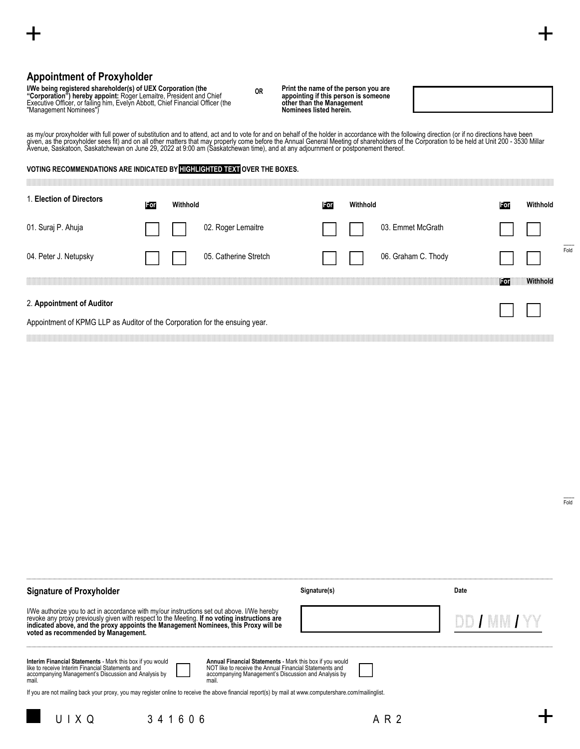## Appointment of Proxyholder

**I/We being registered shareholder(s) of UEX Corporation (the "Corporation") hereby appoint:** Roger Lemaitre, President and Chief Executive Officer, or failing him, Evelyn Abbott, Chief Financial Officer (the "Management Nominees")

**OR**

**Print the name of the person you are appointing if this person is someone other than the Management Nominees listed herein.**

as my/our proxyholder with full power of substitution and to attend, act and to vote for and on behalf of the holder in accordance with the following direction (or if no directions have been given, as the proxyholder sees fit) and on all other matters that may properly come before the Annual General Meeting of shareholders of the Corporation to be held at Unit 200 - 3530 Millar Avenue, Saskatoon, Saskatchewan on June 29, 2022 at 9:00 am (Saskatchewan time), and at any adjournment or postponement thereof.

**VOTING RECOMMENDATIONS ARE INDICATED BY HIGHLIGHTED TEXT OVER THE BOXES.**

1. **Election of Directors**

| | For | Withhold | | For | Withhold | | For | Withhold |
|---|---|---|---|---|---|---|---|---|
| 01. Suraj P. Ahuja | ☐ | ☐ | 02. Roger Lemaitre | ☐ | ☐ | 03. Emmet McGrath | ☐ | ☐ |
| 04. Peter J. Netupsky | ☐ | ☐ | 05. Catherine Stretch | ☐ | ☐ | 06. Graham C. Thody | ☐ | ☐ |

2. **Appointment of Auditor**

| | For | Withhold |
|---|---|---|
| Appointment of KPMG LLP as Auditor of the Corporation for the ensuing year. | ☐ | ☐ |

## Signature of Proxyholder

I/We authorize you to act in accordance with my/our instructions set out above. I/We hereby revoke any proxy previously given with respect to the Meeting. **If no voting instructions are indicated above, and the proxy appoints the Management Nominees, this Proxy will be voted as recommended by Management.**

**Signature(s)**

**Date**

DD / MM / YY

**Interim Financial Statements** - Mark this box if you would like to receive Interim Financial Statements and accompanying Management's Discussion and Analysis by mail. ☐

**Annual Financial Statements** - Mark this box if you would NOT like to receive the Annual Financial Statements and accompanying Management's Discussion and Analysis by mail. ☐

If you are not mailing back your proxy, you may register online to receive the above financial report(s) by mail at www.computershare.com/mailinglist.

U I X Q 3 4 1 6 0 6 A R 2